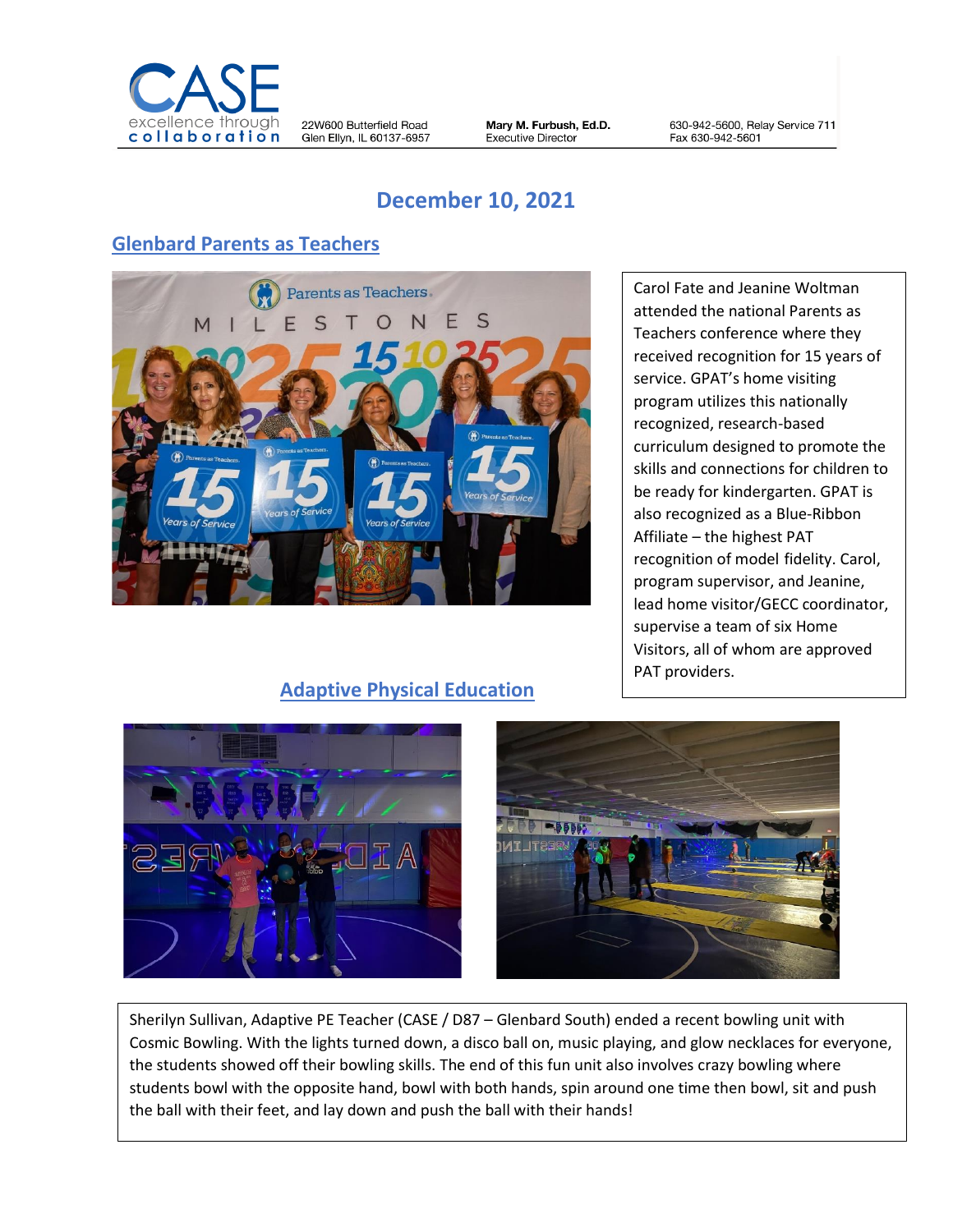**CASE** excellence through collaboration

22W600 Butterfield Road
Glen Ellyn, IL 60137-6957

**Mary M. Furbush, Ed.D.**
Executive Director

630-942-5600, Relay Service 711
Fax 630-942-5601

# December 10, 2021

## Glenbard Parents as Teachers

Carol Fate and Jeanine Woltman attended the national Parents as Teachers conference where they received recognition for 15 years of service. GPAT's home visiting program utilizes this nationally recognized, research-based curriculum designed to promote the skills and connections for children to be ready for kindergarten. GPAT is also recognized as a Blue-Ribbon Affiliate – the highest PAT recognition of model fidelity. Carol, program supervisor, and Jeanine, lead home visitor/GECC coordinator, supervise a team of six Home Visitors, all of whom are approved PAT providers.

## Adaptive Physical Education

Sherilyn Sullivan, Adaptive PE Teacher (CASE / D87 – Glenbard South) ended a recent bowling unit with Cosmic Bowling. With the lights turned down, a disco ball on, music playing, and glow necklaces for everyone, the students showed off their bowling skills. The end of this fun unit also involves crazy bowling where students bowl with the opposite hand, bowl with both hands, spin around one time then bowl, sit and push the ball with their feet, and lay down and push the ball with their hands!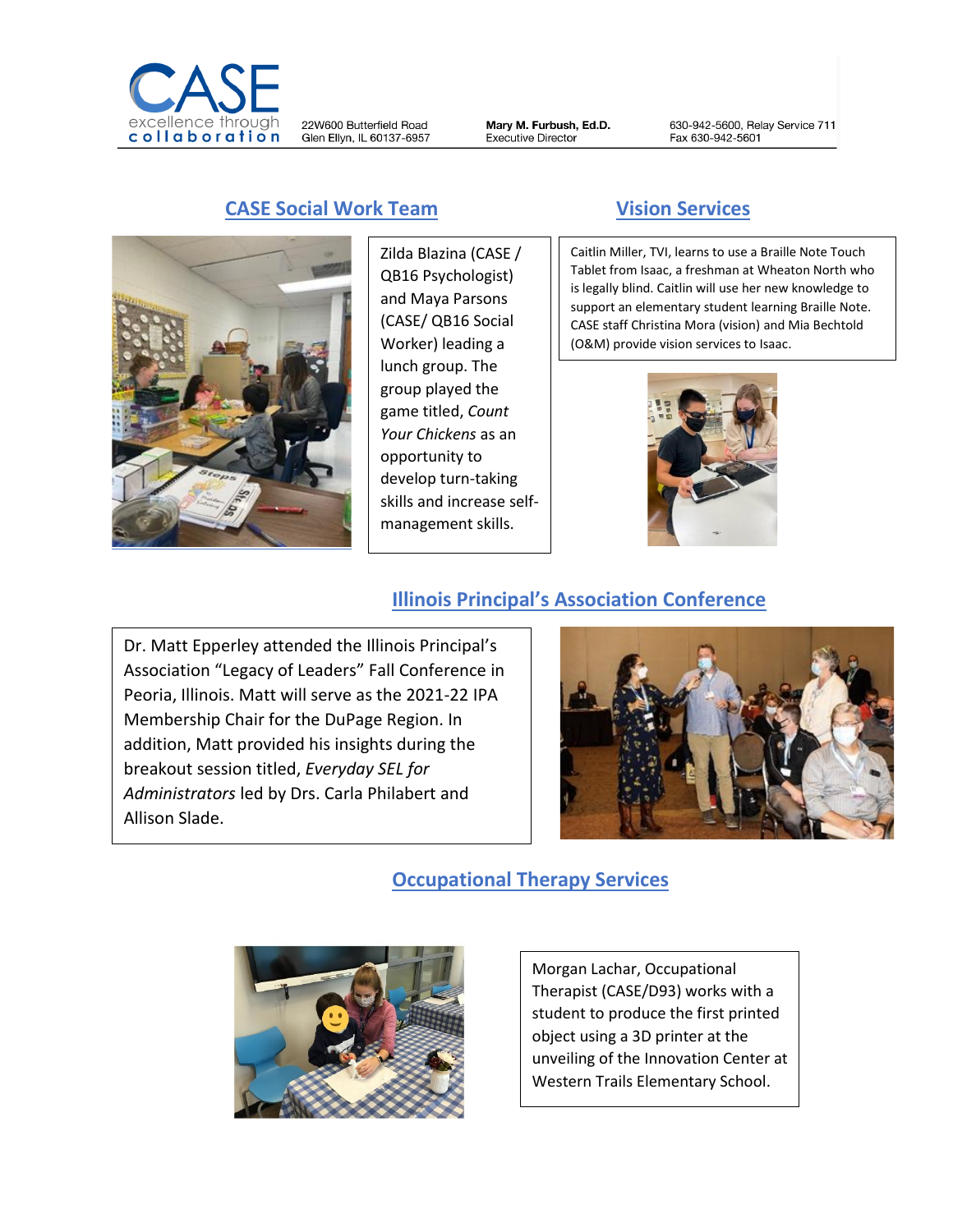## CASE Social Work Team

Zilda Blazina (CASE / QB16 Psychologist) and Maya Parsons (CASE/ QB16 Social Worker) leading a lunch group. The group played the game titled, *Count Your Chickens* as an opportunity to develop turn-taking skills and increase self-management skills.

## Vision Services

Caitlin Miller, TVI, learns to use a Braille Note Touch Tablet from Isaac, a freshman at Wheaton North who is legally blind. Caitlin will use her new knowledge to support an elementary student learning Braille Note. CASE staff Christina Mora (vision) and Mia Bechtold (O&M) provide vision services to Isaac.

## Illinois Principal's Association Conference

Dr. Matt Epperley attended the Illinois Principal's Association "Legacy of Leaders" Fall Conference in Peoria, Illinois. Matt will serve as the 2021-22 IPA Membership Chair for the DuPage Region. In addition, Matt provided his insights during the breakout session titled, *Everyday SEL for Administrators* led by Drs. Carla Philabert and Allison Slade.

## Occupational Therapy Services

Morgan Lachar, Occupational Therapist (CASE/D93) works with a student to produce the first printed object using a 3D printer at the unveiling of the Innovation Center at Western Trails Elementary School.